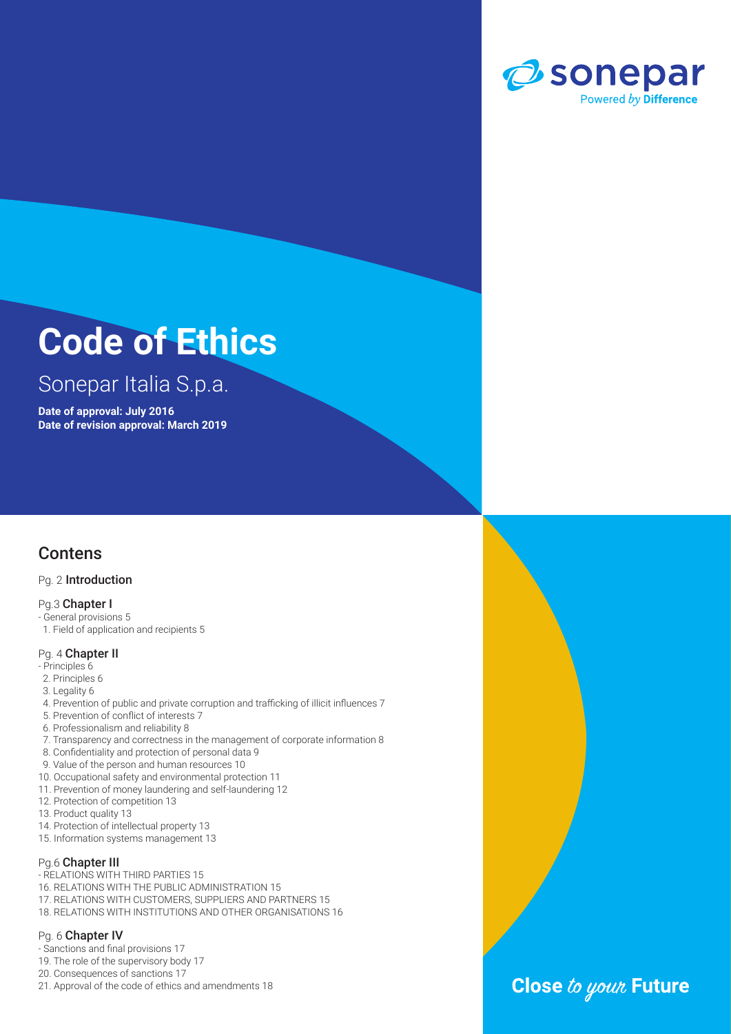sonepar
Powered *by* **Difference**

# Code of Ethics

## Sonepar Italia S.p.a.

**Date of approval: July 2016**
**Date of revision approval: March 2019**

## Contens

Pg. 2 **Introduction**

Pg.3 **Chapter I**
- General provisions 5
1. Field of application and recipients 5

Pg. 4 **Chapter II**
- Principles 6
2. Principles 6
3. Legality 6
4. Prevention of public and private corruption and trafficking of illicit influences 7
5. Prevention of conflict of interests 7
6. Professionalism and reliability 8
7. Transparency and correctness in the management of corporate information 8
8. Confidentiality and protection of personal data 9
9. Value of the person and human resources 10
10. Occupational safety and environmental protection 11
11. Prevention of money laundering and self-laundering 12
12. Protection of competition 13
13. Product quality 13
14. Protection of intellectual property 13
15. Information systems management 13

Pg.6 **Chapter III**
- RELATIONS WITH THIRD PARTIES 15
16. RELATIONS WITH THE PUBLIC ADMINISTRATION 15
17. RELATIONS WITH CUSTOMERS, SUPPLIERS AND PARTNERS 15
18. RELATIONS WITH INSTITUTIONS AND OTHER ORGANISATIONS 16

Pg. 6 **Chapter IV**
- Sanctions and final provisions 17
19. The role of the supervisory body 17
20. Consequences of sanctions 17
21. Approval of the code of ethics and amendments 18

**Close** *to your* **Future**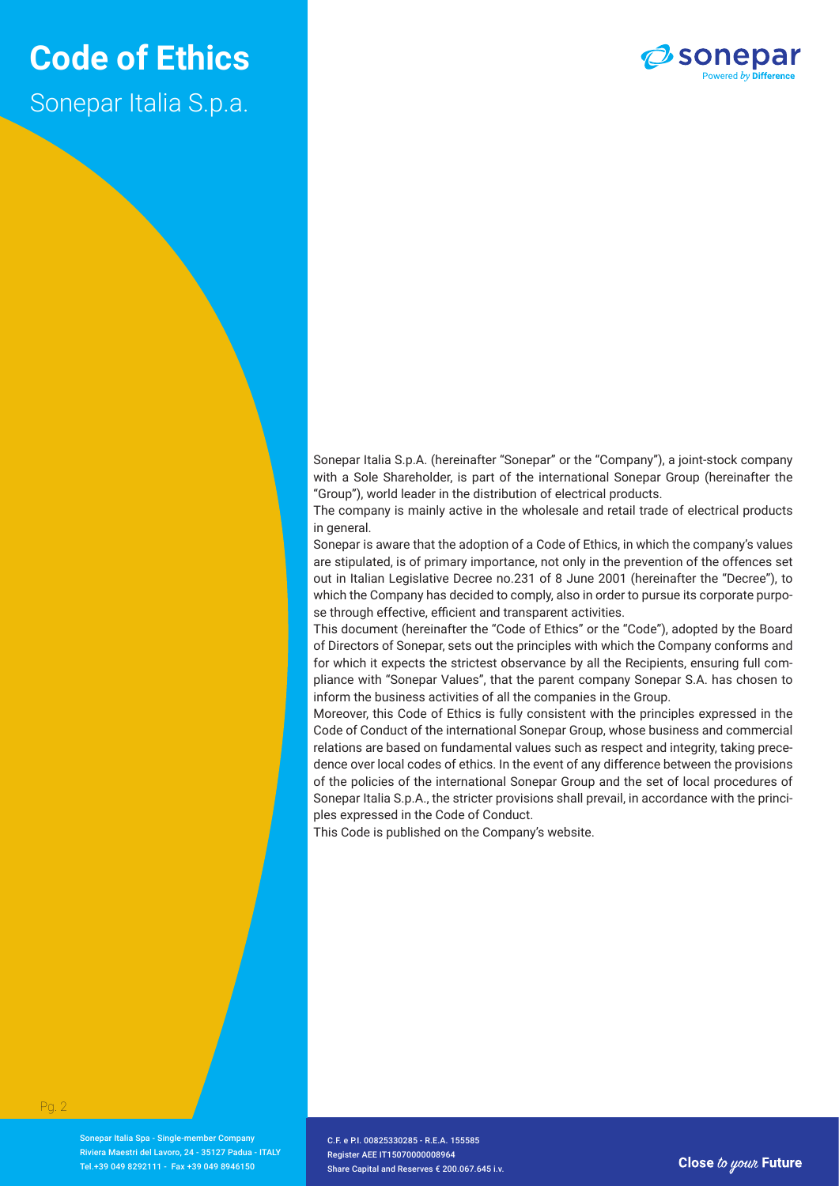# Code of Ethics

Sonepar Italia S.p.a.

Sonepar Italia S.p.A. (hereinafter "Sonepar" or the "Company"), a joint-stock company with a Sole Shareholder, is part of the international Sonepar Group (hereinafter the "Group"), world leader in the distribution of electrical products.

The company is mainly active in the wholesale and retail trade of electrical products in general.

Sonepar is aware that the adoption of a Code of Ethics, in which the company's values are stipulated, is of primary importance, not only in the prevention of the offences set out in Italian Legislative Decree no.231 of 8 June 2001 (hereinafter the "Decree"), to which the Company has decided to comply, also in order to pursue its corporate purpose through effective, efficient and transparent activities.

This document (hereinafter the "Code of Ethics" or the "Code"), adopted by the Board of Directors of Sonepar, sets out the principles with which the Company conforms and for which it expects the strictest observance by all the Recipients, ensuring full compliance with "Sonepar Values", that the parent company Sonepar S.A. has chosen to inform the business activities of all the companies in the Group.

Moreover, this Code of Ethics is fully consistent with the principles expressed in the Code of Conduct of the international Sonepar Group, whose business and commercial relations are based on fundamental values such as respect and integrity, taking precedence over local codes of ethics. In the event of any difference between the provisions of the policies of the international Sonepar Group and the set of local procedures of Sonepar Italia S.p.A., the stricter provisions shall prevail, in accordance with the principles expressed in the Code of Conduct.

This Code is published on the Company's website.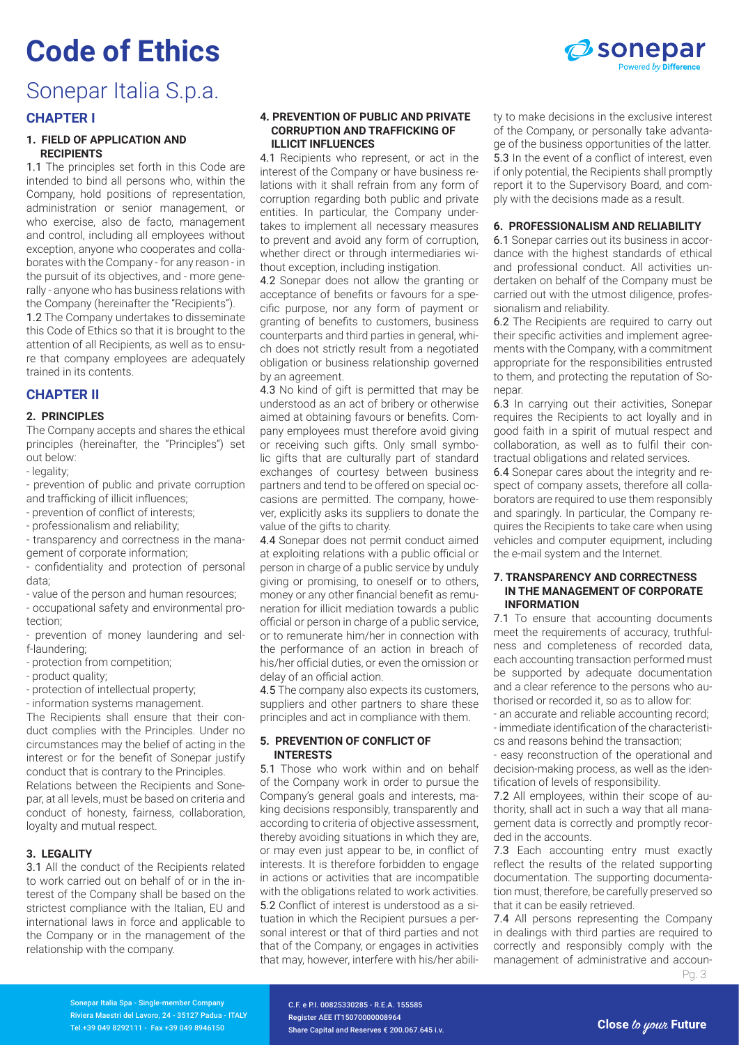# Code of Ethics

## Sonepar Italia S.p.a.

### CHAPTER I

#### 1. FIELD OF APPLICATION AND RECIPIENTS

1.1 The principles set forth in this Code are intended to bind all persons who, within the Company, hold positions of representation, administration or senior management, or who exercise, also de facto, management and control, including all employees without exception, anyone who cooperates and collaborates with the Company - for any reason - in the pursuit of its objectives, and - more generally - anyone who has business relations with the Company (hereinafter the "Recipients").

1.2 The Company undertakes to disseminate this Code of Ethics so that it is brought to the attention of all Recipients, as well as to ensure that company employees are adequately trained in its contents.

### CHAPTER II

#### 2. PRINCIPLES

The Company accepts and shares the ethical principles (hereinafter, the "Principles") set out below:

- legality;
- prevention of public and private corruption and trafficking of illicit influences;
- prevention of conflict of interests;
- professionalism and reliability;
- transparency and correctness in the management of corporate information;
- confidentiality and protection of personal data;
- value of the person and human resources;
- occupational safety and environmental protection;
- prevention of money laundering and self-laundering;
- protection from competition;
- product quality;
- protection of intellectual property;
- information systems management.

The Recipients shall ensure that their conduct complies with the Principles. Under no circumstances may the belief of acting in the interest or for the benefit of Sonepar justify conduct that is contrary to the Principles.

Relations between the Recipients and Sonepar, at all levels, must be based on criteria and conduct of honesty, fairness, collaboration, loyalty and mutual respect.

#### 3. LEGALITY

3.1 All the conduct of the Recipients related to work carried out on behalf of or in the interest of the Company shall be based on the strictest compliance with the Italian, EU and international laws in force and applicable to the Company or in the management of the relationship with the company.

#### 4. PREVENTION OF PUBLIC AND PRIVATE CORRUPTION AND TRAFFICKING OF ILLICIT INFLUENCES

4.1 Recipients who represent, or act in the interest of the Company or have business relations with it shall refrain from any form of corruption regarding both public and private entities. In particular, the Company undertakes to implement all necessary measures to prevent and avoid any form of corruption, whether direct or through intermediaries without exception, including instigation.

4.2 Sonepar does not allow the granting or acceptance of benefits or favours for a specific purpose, nor any form of payment or granting of benefits to customers, business counterparts and third parties in general, which does not strictly result from a negotiated obligation or business relationship governed by an agreement.

4.3 No kind of gift is permitted that may be understood as an act of bribery or otherwise aimed at obtaining favours or benefits. Company employees must therefore avoid giving or receiving such gifts. Only small symbolic gifts that are culturally part of standard exchanges of courtesy between business partners and tend to be offered on special occasions are permitted. The company, however, explicitly asks its suppliers to donate the value of the gifts to charity.

4.4 Sonepar does not permit conduct aimed at exploiting relations with a public official or person in charge of a public service by unduly giving or promising, to oneself or to others, money or any other financial benefit as remuneration for illicit mediation towards a public official or person in charge of a public service, or to remunerate him/her in connection with the performance of an action in breach of his/her official duties, or even the omission or delay of an official action.

4.5 The company also expects its customers, suppliers and other partners to share these principles and act in compliance with them.

#### 5. PREVENTION OF CONFLICT OF INTERESTS

5.1 Those who work within and on behalf of the Company work in order to pursue the Company's general goals and interests, making decisions responsibly, transparently and according to criteria of objective assessment, thereby avoiding situations in which they are, or may even just appear to be, in conflict of interests. It is therefore forbidden to engage in actions or activities that are incompatible with the obligations related to work activities.

5.2 Conflict of interest is understood as a situation in which the Recipient pursues a personal interest or that of third parties and not that of the Company, or engages in activities that may, however, interfere with his/her ability to make decisions in the exclusive interest of the Company, or personally take advantage of the business opportunities of the latter.

5.3 In the event of a conflict of interest, even if only potential, the Recipients shall promptly report it to the Supervisory Board, and comply with the decisions made as a result.

#### 6. PROFESSIONALISM AND RELIABILITY

6.1 Sonepar carries out its business in accordance with the highest standards of ethical and professional conduct. All activities undertaken on behalf of the Company must be carried out with the utmost diligence, professionalism and reliability.

6.2 The Recipients are required to carry out their specific activities and implement agreements with the Company, with a commitment appropriate for the responsibilities entrusted to them, and protecting the reputation of Sonepar.

6.3 In carrying out their activities, Sonepar requires the Recipients to act loyally and in good faith in a spirit of mutual respect and collaboration, as well as to fulfil their contractual obligations and related services.

6.4 Sonepar cares about the integrity and respect of company assets, therefore all collaborators are required to use them responsibly and sparingly. In particular, the Company requires the Recipients to take care when using vehicles and computer equipment, including the e-mail system and the Internet.

#### 7. TRANSPARENCY AND CORRECTNESS IN THE MANAGEMENT OF CORPORATE INFORMATION

7.1 To ensure that accounting documents meet the requirements of accuracy, truthfulness and completeness of recorded data, each accounting transaction performed must be supported by adequate documentation and a clear reference to the persons who authorised or recorded it, so as to allow for:

- an accurate and reliable accounting record;
- immediate identification of the characteristics and reasons behind the transaction;
- easy reconstruction of the operational and decision-making process, as well as the identification of levels of responsibility.

7.2 All employees, within their scope of authority, shall act in such a way that all management data is correctly and promptly recorded in the accounts.

7.3 Each accounting entry must exactly reflect the results of the related supporting documentation. The supporting documentation must, therefore, be carefully preserved so that it can be easily retrieved.

7.4 All persons representing the Company in dealings with third parties are required to correctly and responsibly comply with the management of administrative and accoun-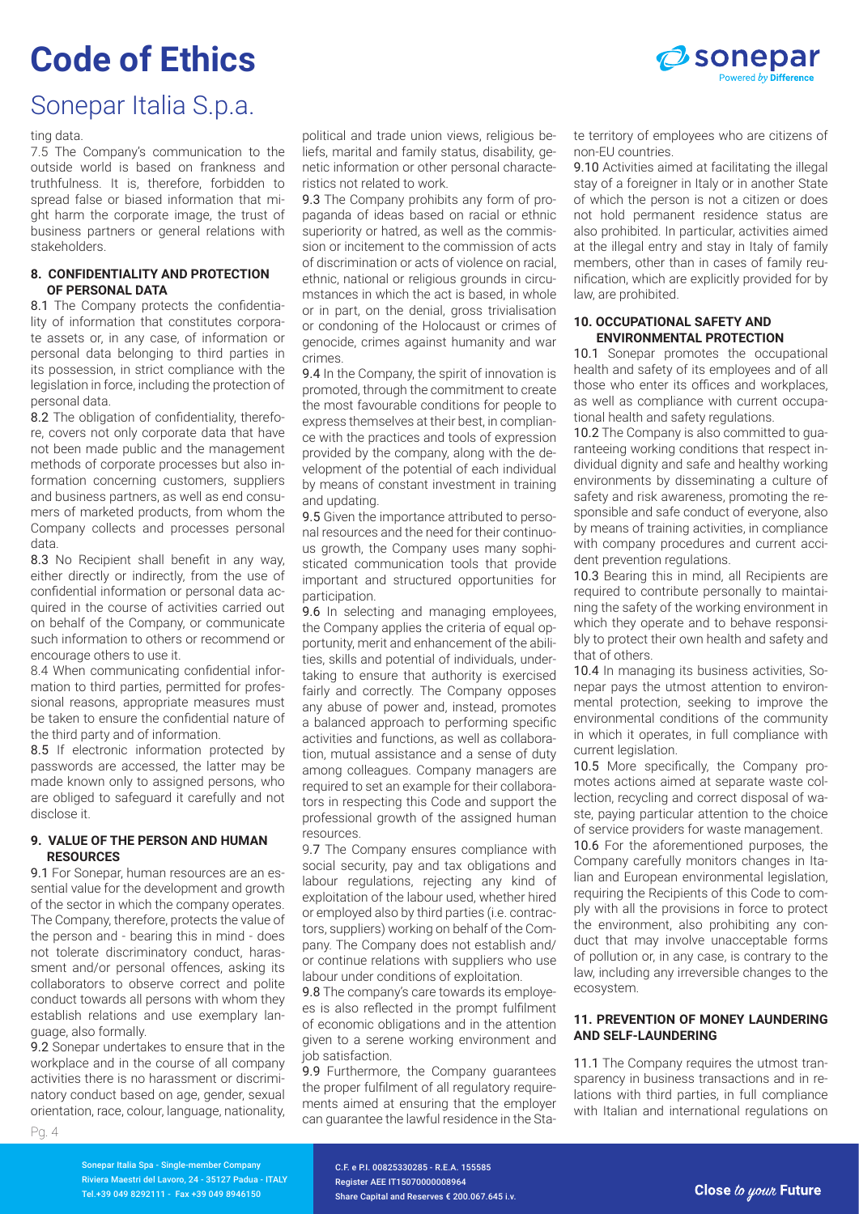ting data.

7.5 The Company's communication to the outside world is based on frankness and truthfulness. It is, therefore, forbidden to spread false or biased information that might harm the corporate image, the trust of business partners or general relations with stakeholders.

## 8. CONFIDENTIALITY AND PROTECTION OF PERSONAL DATA

8.1 The Company protects the confidentiality of information that constitutes corporate assets or, in any case, of information or personal data belonging to third parties in its possession, in strict compliance with the legislation in force, including the protection of personal data.

8.2 The obligation of confidentiality, therefore, covers not only corporate data that have not been made public and the management methods of corporate processes but also information concerning customers, suppliers and business partners, as well as end consumers of marketed products, from whom the Company collects and processes personal data.

8.3 No Recipient shall benefit in any way, either directly or indirectly, from the use of confidential information or personal data acquired in the course of activities carried out on behalf of the Company, or communicate such information to others or recommend or encourage others to use it.

8.4 When communicating confidential information to third parties, permitted for professional reasons, appropriate measures must be taken to ensure the confidential nature of the third party and of information.

8.5 If electronic information protected by passwords are accessed, the latter may be made known only to assigned persons, who are obliged to safeguard it carefully and not disclose it.

## 9. VALUE OF THE PERSON AND HUMAN RESOURCES

9.1 For Sonepar, human resources are an essential value for the development and growth of the sector in which the company operates. The Company, therefore, protects the value of the person and - bearing this in mind - does not tolerate discriminatory conduct, harassment and/or personal offences, asking its collaborators to observe correct and polite conduct towards all persons with whom they establish relations and use exemplary language, also formally.

9.2 Sonepar undertakes to ensure that in the workplace and in the course of all company activities there is no harassment or discriminatory conduct based on age, gender, sexual orientation, race, colour, language, nationality, political and trade union views, religious beliefs, marital and family status, disability, genetic information or other personal characteristics not related to work.

9.3 The Company prohibits any form of propaganda of ideas based on racial or ethnic superiority or hatred, as well as the commission or incitement to the commission of acts of discrimination or acts of violence on racial, ethnic, national or religious grounds in circumstances in which the act is based, in whole or in part, on the denial, gross trivialisation or condoning of the Holocaust or crimes of genocide, crimes against humanity and war crimes.

9.4 In the Company, the spirit of innovation is promoted, through the commitment to create the most favourable conditions for people to express themselves at their best, in compliance with the practices and tools of expression provided by the company, along with the development of the potential of each individual by means of constant investment in training and updating.

9.5 Given the importance attributed to personal resources and the need for their continuous growth, the Company uses many sophisticated communication tools that provide important and structured opportunities for participation.

9.6 In selecting and managing employees, the Company applies the criteria of equal opportunity, merit and enhancement of the abilities, skills and potential of individuals, undertaking to ensure that authority is exercised fairly and correctly. The Company opposes any abuse of power and, instead, promotes a balanced approach to performing specific activities and functions, as well as collaboration, mutual assistance and a sense of duty among colleagues. Company managers are required to set an example for their collaborators in respecting this Code and support the professional growth of the assigned human resources.

9.7 The Company ensures compliance with social security, pay and tax obligations and labour regulations, rejecting any kind of exploitation of the labour used, whether hired or employed also by third parties (i.e. contractors, suppliers) working on behalf of the Company. The Company does not establish and/or continue relations with suppliers who use labour under conditions of exploitation.

9.8 The company's care towards its employees is also reflected in the prompt fulfilment of economic obligations and in the attention given to a serene working environment and job satisfaction.

9.9 Furthermore, the Company guarantees the proper fulfilment of all regulatory requirements aimed at ensuring that the employer can guarantee the lawful residence in the State territory of employees who are citizens of non-EU countries.

9.10 Activities aimed at facilitating the illegal stay of a foreigner in Italy or in another State of which the person is not a citizen or does not hold permanent residence status are also prohibited. In particular, activities aimed at the illegal entry and stay in Italy of family members, other than in cases of family reunification, which are explicitly provided for by law, are prohibited.

## 10. OCCUPATIONAL SAFETY AND ENVIRONMENTAL PROTECTION

10.1 Sonepar promotes the occupational health and safety of its employees and of all those who enter its offices and workplaces, as well as compliance with current occupational health and safety regulations.

10.2 The Company is also committed to guaranteeing working conditions that respect individual dignity and safe and healthy working environments by disseminating a culture of safety and risk awareness, promoting the responsible and safe conduct of everyone, also by means of training activities, in compliance with company procedures and current accident prevention regulations.

10.3 Bearing this in mind, all Recipients are required to contribute personally to maintaining the safety of the working environment in which they operate and to behave responsibly to protect their own health and safety and that of others.

10.4 In managing its business activities, Sonepar pays the utmost attention to environmental protection, seeking to improve the environmental conditions of the community in which it operates, in full compliance with current legislation.

10.5 More specifically, the Company promotes actions aimed at separate waste collection, recycling and correct disposal of waste, paying particular attention to the choice of service providers for waste management.

10.6 For the aforementioned purposes, the Company carefully monitors changes in Italian and European environmental legislation, requiring the Recipients of this Code to comply with all the provisions in force to protect the environment, also prohibiting any conduct that may involve unacceptable forms of pollution or, in any case, is contrary to the law, including any irreversible changes to the ecosystem.

## 11. PREVENTION OF MONEY LAUNDERING AND SELF-LAUNDERING

11.1 The Company requires the utmost transparency in business transactions and in relations with third parties, in full compliance with Italian and international regulations on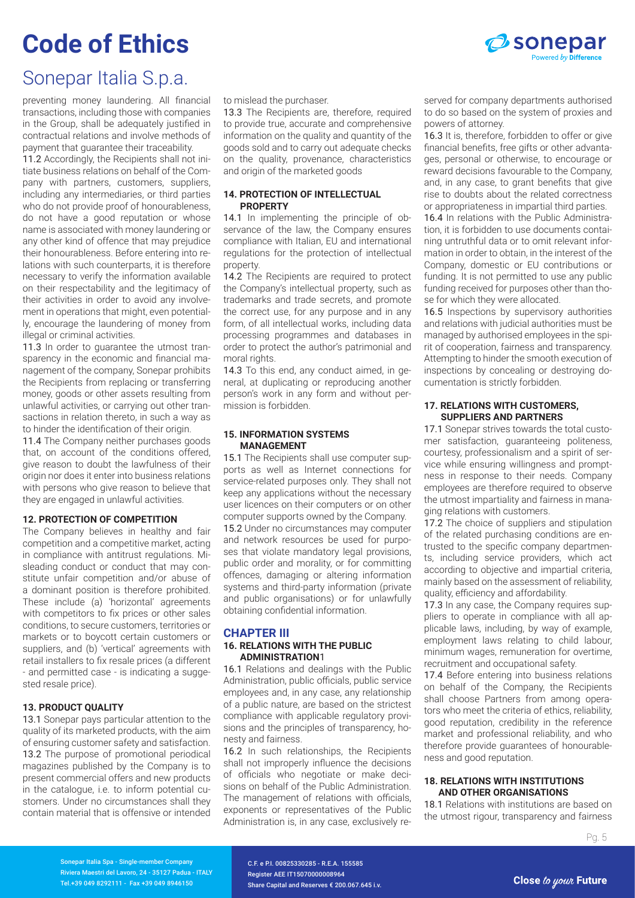preventing money laundering. All financial transactions, including those with companies in the Group, shall be adequately justified in contractual relations and involve methods of payment that guarantee their traceability.

11.2 Accordingly, the Recipients shall not initiate business relations on behalf of the Company with partners, customers, suppliers, including any intermediaries, or third parties who do not provide proof of honourableness, do not have a good reputation or whose name is associated with money laundering or any other kind of offence that may prejudice their honourableness. Before entering into relations with such counterparts, it is therefore necessary to verify the information available on their respectability and the legitimacy of their activities in order to avoid any involvement in operations that might, even potentially, encourage the laundering of money from illegal or criminal activities.

11.3 In order to guarantee the utmost transparency in the economic and financial management of the company, Sonepar prohibits the Recipients from replacing or transferring money, goods or other assets resulting from unlawful activities, or carrying out other transactions in relation thereto, in such a way as to hinder the identification of their origin.

11.4 The Company neither purchases goods that, on account of the conditions offered, give reason to doubt the lawfulness of their origin nor does it enter into business relations with persons who give reason to believe that they are engaged in unlawful activities.

#### 12. PROTECTION OF COMPETITION

The Company believes in healthy and fair competition and a competitive market, acting in compliance with antitrust regulations. Misleading conduct or conduct that may constitute unfair competition and/or abuse of a dominant position is therefore prohibited. These include (a) 'horizontal' agreements with competitors to fix prices or other sales conditions, to secure customers, territories or markets or to boycott certain customers or suppliers, and (b) 'vertical' agreements with retail installers to fix resale prices (a different - and permitted case - is indicating a suggested resale price).

#### 13. PRODUCT QUALITY

13.1 Sonepar pays particular attention to the quality of its marketed products, with the aim of ensuring customer safety and satisfaction.

13.2 The purpose of promotional periodical magazines published by the Company is to present commercial offers and new products in the catalogue, i.e. to inform potential customers. Under no circumstances shall they contain material that is offensive or intended to mislead the purchaser.

13.3 The Recipients are, therefore, required to provide true, accurate and comprehensive information on the quality and quantity of the goods sold and to carry out adequate checks on the quality, provenance, characteristics and origin of the marketed goods

#### 14. PROTECTION OF INTELLECTUAL PROPERTY

14.1 In implementing the principle of observance of the law, the Company ensures compliance with Italian, EU and international regulations for the protection of intellectual property.

14.2 The Recipients are required to protect the Company's intellectual property, such as trademarks and trade secrets, and promote the correct use, for any purpose and in any form, of all intellectual works, including data processing programmes and databases in order to protect the author's patrimonial and moral rights.

14.3 To this end, any conduct aimed, in general, at duplicating or reproducing another person's work in any form and without permission is forbidden.

#### 15. INFORMATION SYSTEMS MANAGEMENT

15.1 The Recipients shall use computer supports as well as Internet connections for service-related purposes only. They shall not keep any applications without the necessary user licences on their computers or on other computer supports owned by the Company.

15.2 Under no circumstances may computer and network resources be used for purposes that violate mandatory legal provisions, public order and morality, or for committing offences, damaging or altering information systems and third-party information (private and public organisations) or for unlawfully obtaining confidential information.

## CHAPTER III

#### 16. RELATIONS WITH THE PUBLIC ADMINISTRATION[1]

16.1 Relations and dealings with the Public Administration, public officials, public service employees and, in any case, any relationship of a public nature, are based on the strictest compliance with applicable regulatory provisions and the principles of transparency, honesty and fairness.

16.2 In such relationships, the Recipients shall not improperly influence the decisions of officials who negotiate or make decisions on behalf of the Public Administration. The management of relations with officials, exponents or representatives of the Public Administration is, in any case, exclusively reserved for company departments authorised to do so based on the system of proxies and powers of attorney.

16.3 It is, therefore, forbidden to offer or give financial benefits, free gifts or other advantages, personal or otherwise, to encourage or reward decisions favourable to the Company, and, in any case, to grant benefits that give rise to doubts about the related correctness or appropriateness in impartial third parties.

16.4 In relations with the Public Administration, it is forbidden to use documents containing untruthful data or to omit relevant information in order to obtain, in the interest of the Company, domestic or EU contributions or funding. It is not permitted to use any public funding received for purposes other than those for which they were allocated.

16.5 Inspections by supervisory authorities and relations with judicial authorities must be managed by authorised employees in the spirit of cooperation, fairness and transparency. Attempting to hinder the smooth execution of inspections by concealing or destroying documentation is strictly forbidden.

#### 17. RELATIONS WITH CUSTOMERS, SUPPLIERS AND PARTNERS

17.1 Sonepar strives towards the total customer satisfaction, guaranteeing politeness, courtesy, professionalism and a spirit of service while ensuring willingness and promptness in response to their needs. Company employees are therefore required to observe the utmost impartiality and fairness in managing relations with customers.

17.2 The choice of suppliers and stipulation of the related purchasing conditions are entrusted to the specific company departments, including service providers, which act according to objective and impartial criteria, mainly based on the assessment of reliability, quality, efficiency and affordability.

17.3 In any case, the Company requires suppliers to operate in compliance with all applicable laws, including, by way of example, employment laws relating to child labour, minimum wages, remuneration for overtime, recruitment and occupational safety.

17.4 Before entering into business relations on behalf of the Company, the Recipients shall choose Partners from among operators who meet the criteria of ethics, reliability, good reputation, credibility in the reference market and professional reliability, and who therefore provide guarantees of honourableness and good reputation.

#### 18. RELATIONS WITH INSTITUTIONS AND OTHER ORGANISATIONS

18.1 Relations with institutions are based on the utmost rigour, transparency and fairness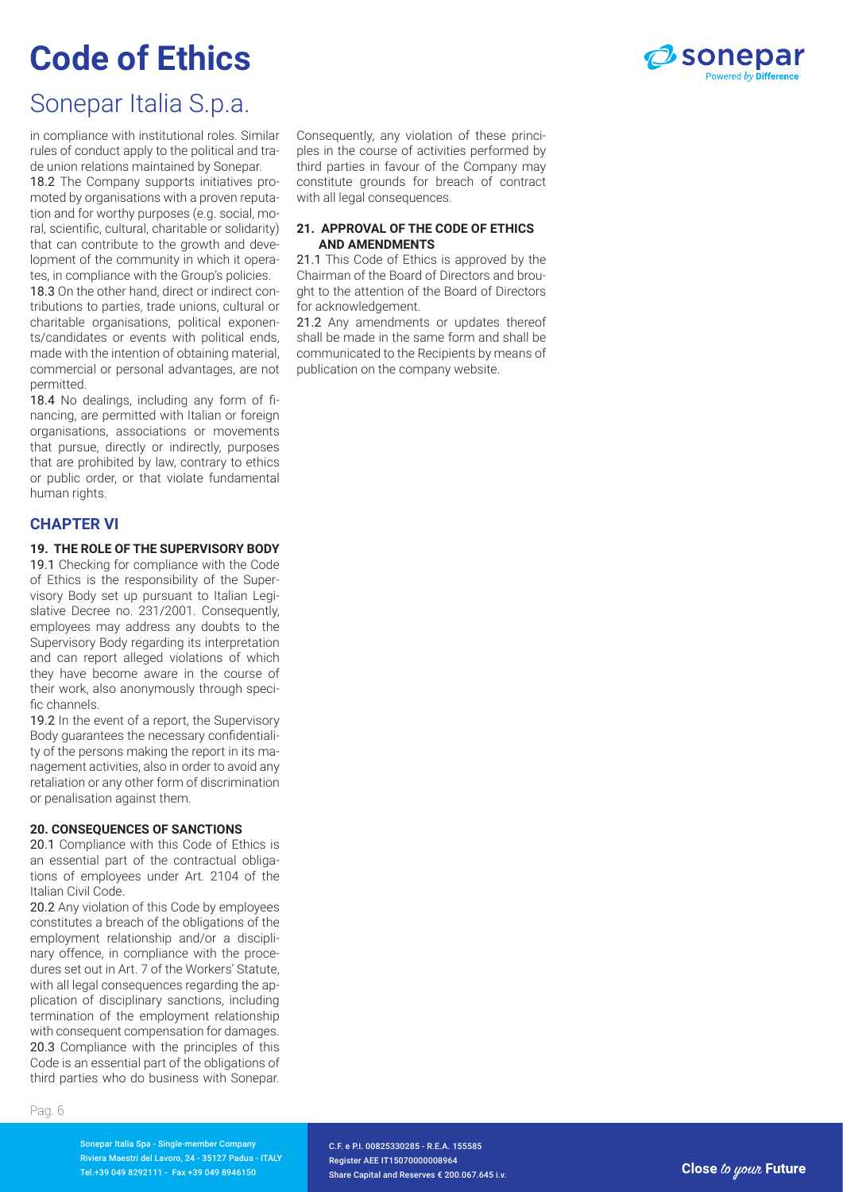in compliance with institutional roles. Similar rules of conduct apply to the political and trade union relations maintained by Sonepar.

18.2 The Company supports initiatives promoted by organisations with a proven reputation and for worthy purposes (e.g. social, moral, scientific, cultural, charitable or solidarity) that can contribute to the growth and development of the community in which it operates, in compliance with the Group's policies.

18.3 On the other hand, direct or indirect contributions to parties, trade unions, cultural or charitable organisations, political exponents/candidates or events with political ends, made with the intention of obtaining material, commercial or personal advantages, are not permitted.

18.4 No dealings, including any form of financing, are permitted with Italian or foreign organisations, associations or movements that pursue, directly or indirectly, purposes that are prohibited by law, contrary to ethics or public order, or that violate fundamental human rights.

## CHAPTER VI

### 19. THE ROLE OF THE SUPERVISORY BODY

19.1 Checking for compliance with the Code of Ethics is the responsibility of the Supervisory Body set up pursuant to Italian Legislative Decree no. 231/2001. Consequently, employees may address any doubts to the Supervisory Body regarding its interpretation and can report alleged violations of which they have become aware in the course of their work, also anonymously through specific channels.

19.2 In the event of a report, the Supervisory Body guarantees the necessary confidentiality of the persons making the report in its management activities, also in order to avoid any retaliation or any other form of discrimination or penalisation against them.

### 20. CONSEQUENCES OF SANCTIONS

20.1 Compliance with this Code of Ethics is an essential part of the contractual obligations of employees under Art. 2104 of the Italian Civil Code.

20.2 Any violation of this Code by employees constitutes a breach of the obligations of the employment relationship and/or a disciplinary offence, in compliance with the procedures set out in Art. 7 of the Workers' Statute, with all legal consequences regarding the application of disciplinary sanctions, including termination of the employment relationship with consequent compensation for damages.

20.3 Compliance with the principles of this Code is an essential part of the obligations of third parties who do business with Sonepar. Consequently, any violation of these principles in the course of activities performed by third parties in favour of the Company may constitute grounds for breach of contract with all legal consequences.

### 21. APPROVAL OF THE CODE OF ETHICS AND AMENDMENTS

21.1 This Code of Ethics is approved by the Chairman of the Board of Directors and brought to the attention of the Board of Directors for acknowledgement.

21.2 Any amendments or updates thereof shall be made in the same form and shall be communicated to the Recipients by means of publication on the company website.